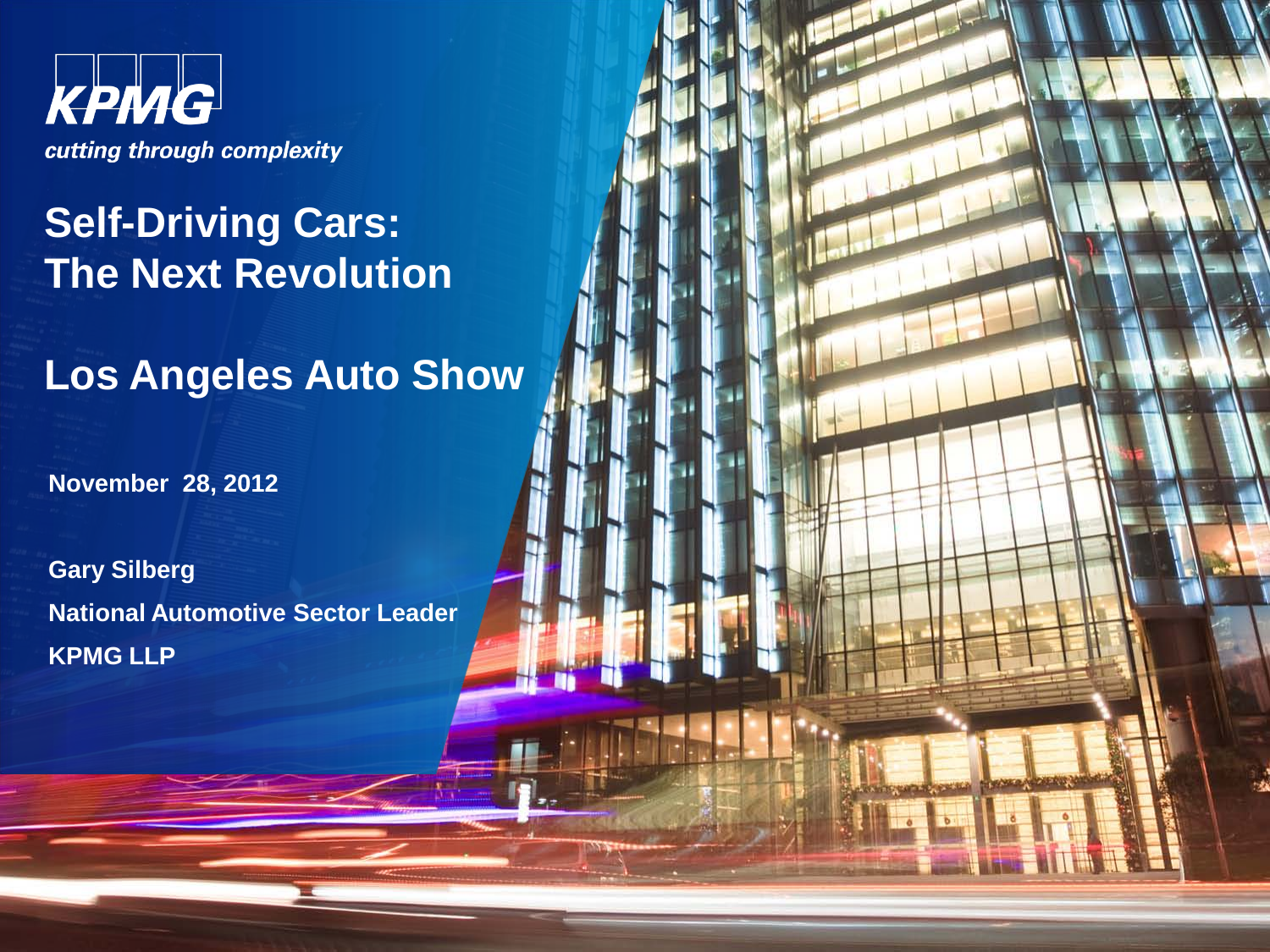KPMG

*cutting through complexity*

# Self-Driving Cars: The Next Revolution

## Los Angeles Auto Show

**November 28, 2012**

**Gary Silberg**

**National Automotive Sector Leader**

**KPMG LLP**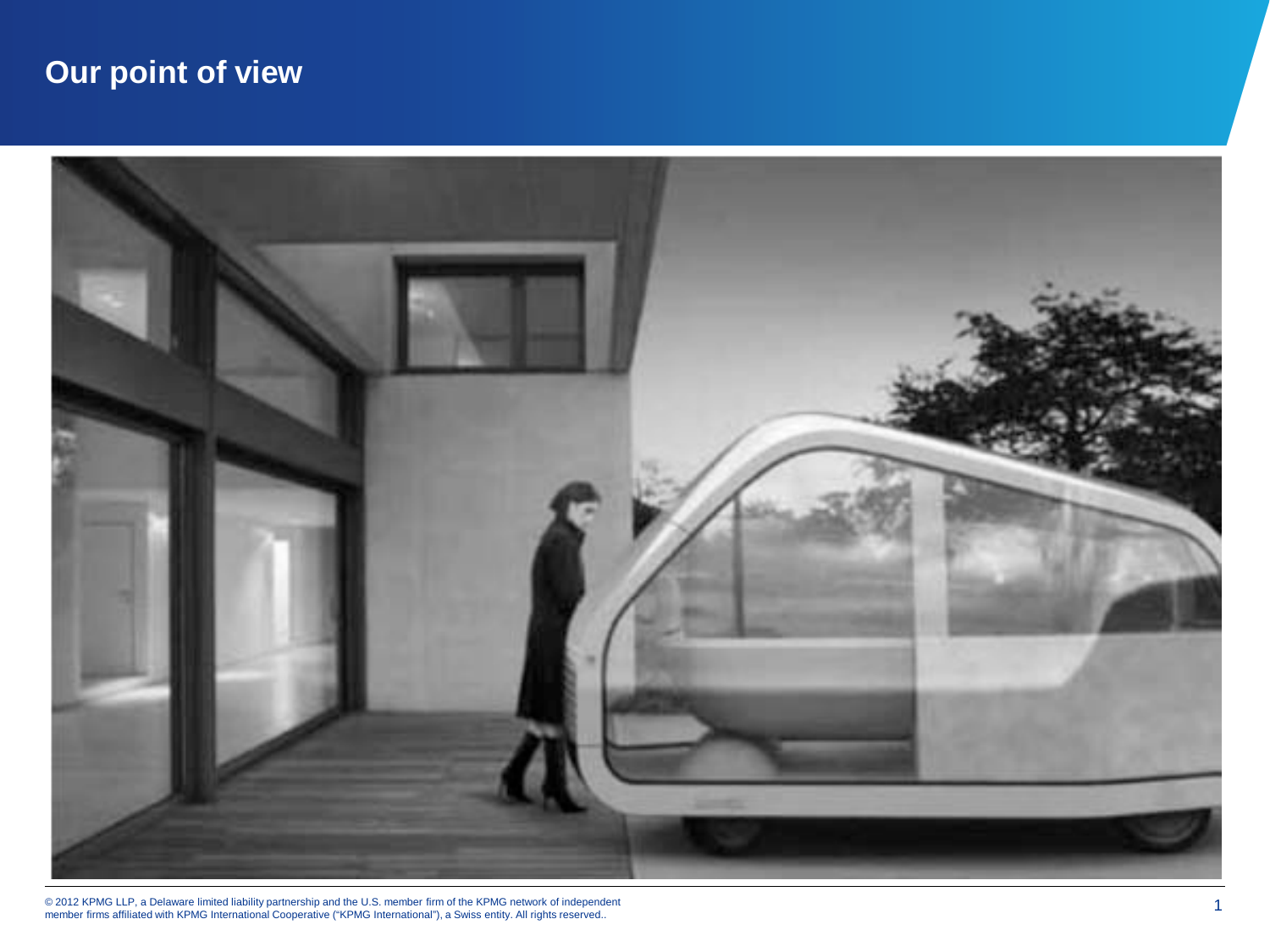# Our point of view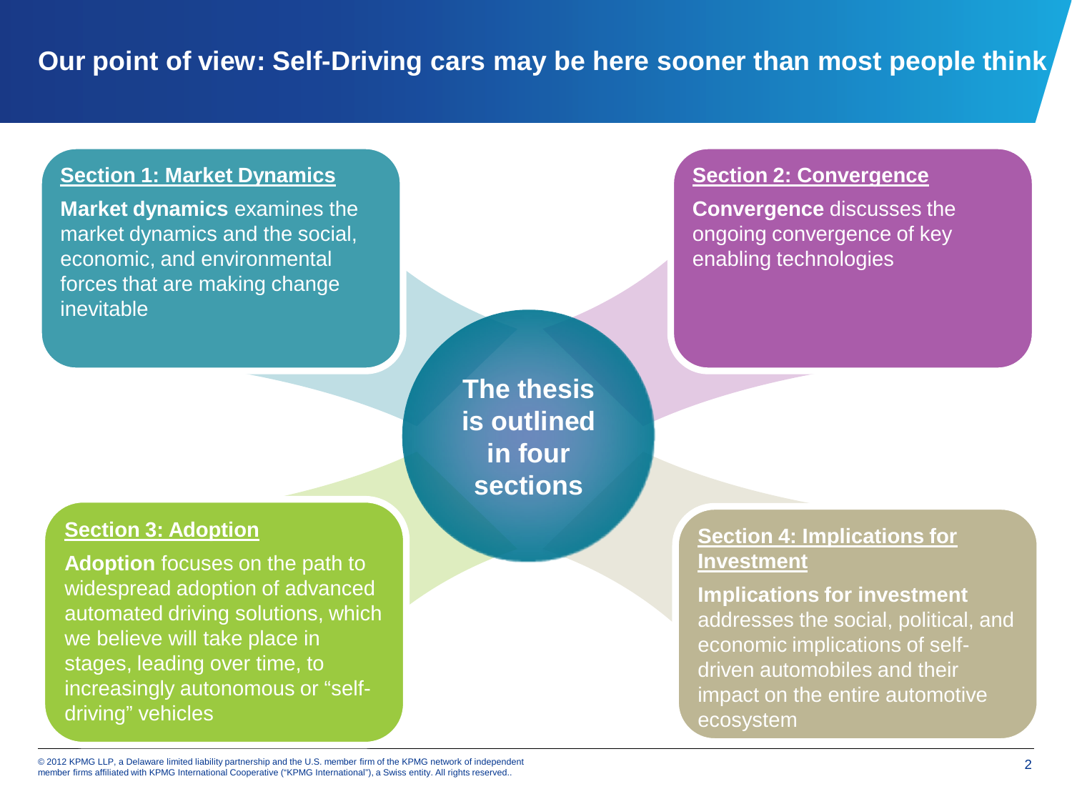# Our point of view: Self-Driving cars may be here sooner than most people think

**The thesis is outlined in four sections**

## Section 1: Market Dynamics

**Market dynamics** examines the market dynamics and the social, economic, and environmental forces that are making change inevitable

## Section 2: Convergence

**Convergence** discusses the ongoing convergence of key enabling technologies

## Section 3: Adoption

**Adoption** focuses on the path to widespread adoption of advanced automated driving solutions, which we believe will take place in stages, leading over time, to increasingly autonomous or "self-driving" vehicles

## Section 4: Implications for Investment

**Implications for investment** addresses the social, political, and economic implications of self-driven automobiles and their impact on the entire automotive ecosystem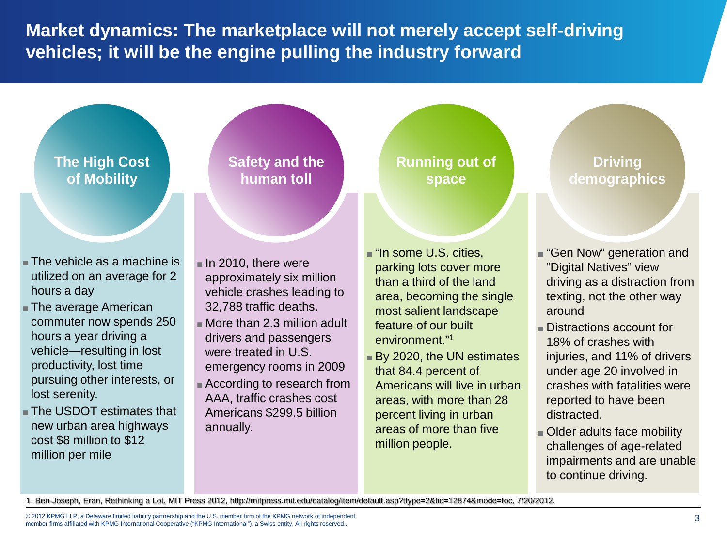# Market dynamics: The marketplace will not merely accept self-driving vehicles; it will be the engine pulling the industry forward

## The High Cost of Mobility

- The vehicle as a machine is utilized on an average for 2 hours a day
- The average American commuter now spends 250 hours a year driving a vehicle—resulting in lost productivity, lost time pursuing other interests, or lost serenity.
- The USDOT estimates that new urban area highways cost $8 million to $12 million per mile

## Safety and the human toll

- In 2010, there were approximately six million vehicle crashes leading to 32,788 traffic deaths.
- More than 2.3 million adult drivers and passengers were treated in U.S. emergency rooms in 2009
- According to research from AAA, traffic crashes cost Americans $299.5 billion annually.

## Running out of space

- "In some U.S. cities, parking lots cover more than a third of the land area, becoming the single most salient landscape feature of our built environment."[1]
- By 2020, the UN estimates that 84.4 percent of Americans will live in urban areas, with more than 28 percent living in urban areas of more than five million people.

## Driving demographics

- "Gen Now" generation and "Digital Natives" view driving as a distraction from texting, not the other way around
- Distractions account for 18% of crashes with injuries, and 11% of drivers under age 20 involved in crashes with fatalities were reported to have been distracted.
- Older adults face mobility challenges of age-related impairments and are unable to continue driving.

1. Ben-Joseph, Eran, Rethinking a Lot, MIT Press 2012, http://mitpress.mit.edu/catalog/item/default.asp?ttype=2&tid=12874&mode=toc, 7/20/2012.

© 2012 KPMG LLP, a Delaware limited liability partnership and the U.S. member firm of the KPMG network of independent member firms affiliated with KPMG International Cooperative ("KPMG International"), a Swiss entity. All rights reserved..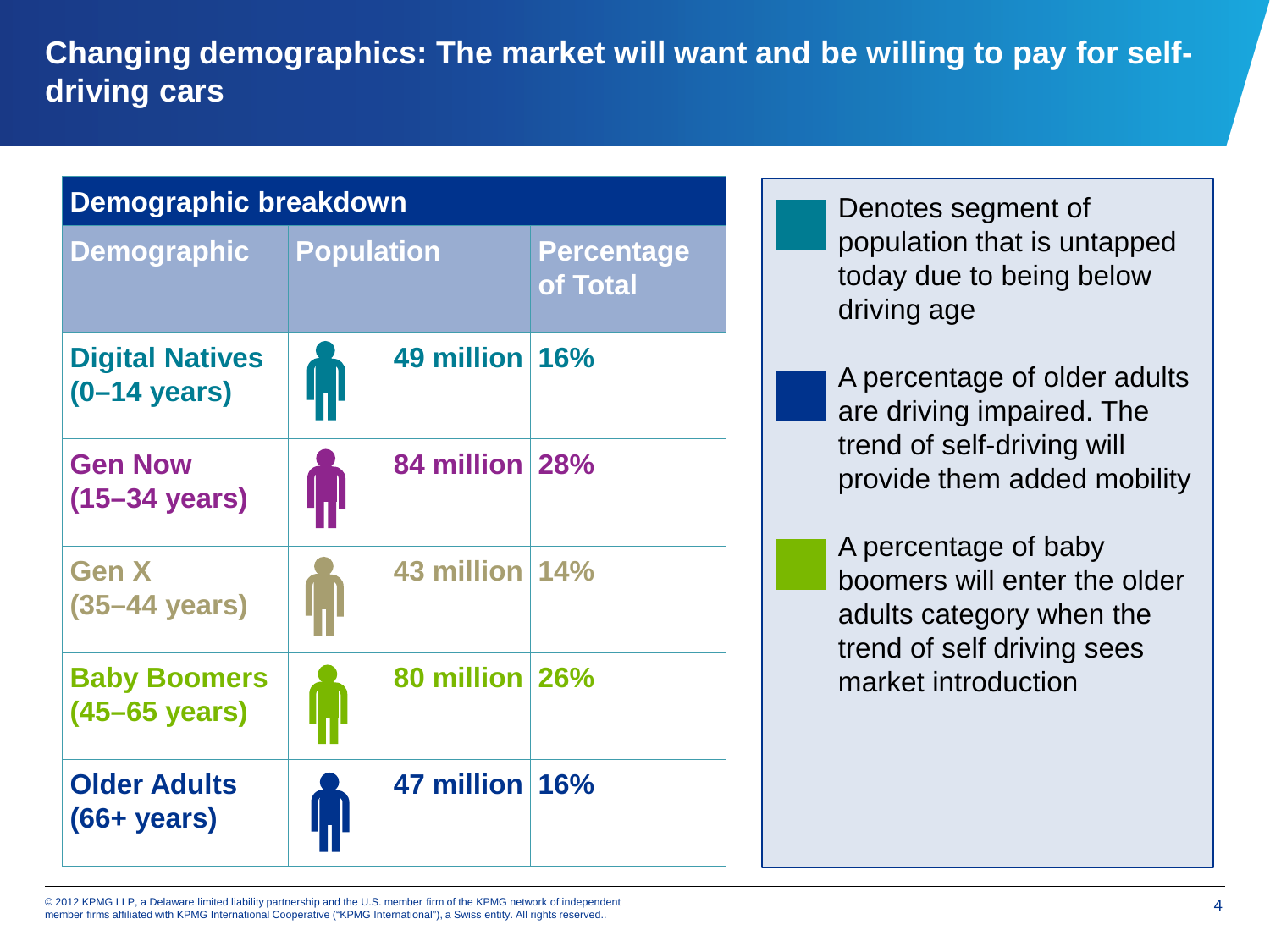# Changing demographics: The market will want and be willing to pay for self-driving cars

| Demographic breakdown | | |
|---|---|---|
| **Demographic** | **Population** | **Percentage of Total** |
| **Digital Natives (0–14 years)** | **49 million** | **16%** |
| **Gen Now (15–34 years)** | **84 million** | **28%** |
| **Gen X (35–44 years)** | **43 million** | **14%** |
| **Baby Boomers (45–65 years)** | **80 million** | **26%** |
| **Older Adults (66+ years)** | **47 million** | **16%** |

- Denotes segment of population that is untapped today due to being below driving age
- A percentage of older adults are driving impaired. The trend of self-driving will provide them added mobility
- A percentage of baby boomers will enter the older adults category when the trend of self driving sees market introduction

© 2012 KPMG LLP, a Delaware limited liability partnership and the U.S. member firm of the KPMG network of independent member firms affiliated with KPMG International Cooperative ("KPMG International"), a Swiss entity. All rights reserved..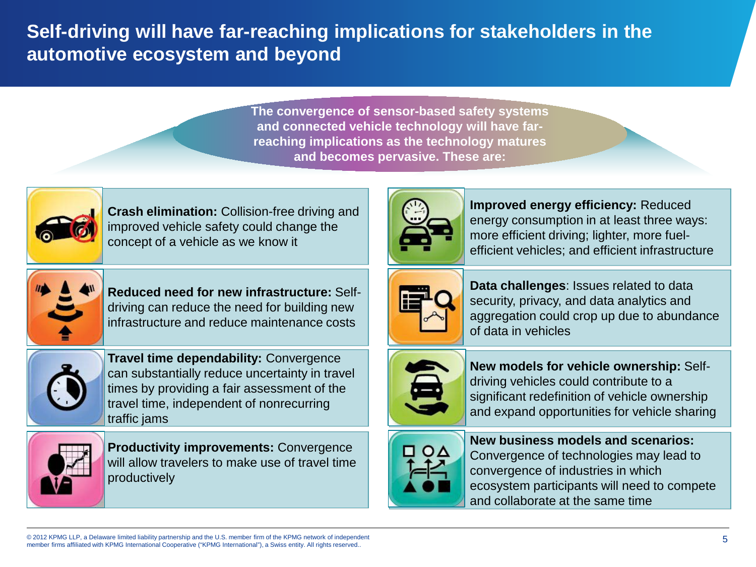# Self-driving will have far-reaching implications for stakeholders in the automotive ecosystem and beyond

**The convergence of sensor-based safety systems and connected vehicle technology will have far-reaching implications as the technology matures and becomes pervasive. These are:**

**Crash elimination:** Collision-free driving and improved vehicle safety could change the concept of a vehicle as we know it

**Reduced need for new infrastructure:** Self-driving can reduce the need for building new infrastructure and reduce maintenance costs

**Travel time dependability:** Convergence can substantially reduce uncertainty in travel times by providing a fair assessment of the travel time, independent of nonrecurring traffic jams

**Productivity improvements:** Convergence will allow travelers to make use of travel time productively

**Improved energy efficiency:** Reduced energy consumption in at least three ways: more efficient driving; lighter, more fuel-efficient vehicles; and efficient infrastructure

**Data challenges**: Issues related to data security, privacy, and data analytics and aggregation could crop up due to abundance of data in vehicles

**New models for vehicle ownership:** Self-driving vehicles could contribute to a significant redefinition of vehicle ownership and expand opportunities for vehicle sharing

**New business models and scenarios:** Convergence of technologies may lead to convergence of industries in which ecosystem participants will need to compete and collaborate at the same time

© 2012 KPMG LLP, a Delaware limited liability partnership and the U.S. member firm of the KPMG network of independent member firms affiliated with KPMG International Cooperative ("KPMG International"), a Swiss entity. All rights reserved..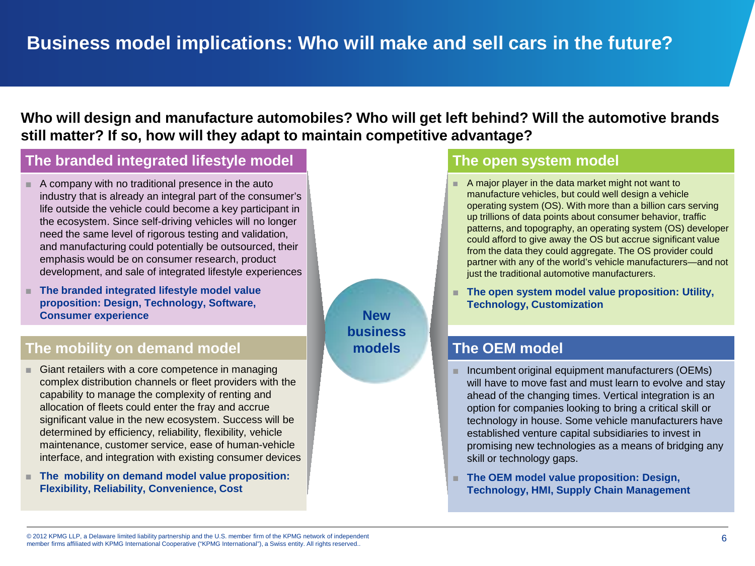# Business model implications: Who will make and sell cars in the future?

**Who will design and manufacture automobiles? Who will get left behind? Will the automotive brands still matter? If so, how will they adapt to maintain competitive advantage?**

**New business models**

## The branded integrated lifestyle model

- A company with no traditional presence in the auto industry that is already an integral part of the consumer's life outside the vehicle could become a key participant in the ecosystem. Since self-driving vehicles will no longer need the same level of rigorous testing and validation, and manufacturing could potentially be outsourced, their emphasis would be on consumer research, product development, and sale of integrated lifestyle experiences
- **The branded integrated lifestyle model value proposition: Design, Technology, Software, Consumer experience**

## The mobility on demand model

- Giant retailers with a core competence in managing complex distribution channels or fleet providers with the capability to manage the complexity of renting and allocation of fleets could enter the fray and accrue significant value in the new ecosystem. Success will be determined by efficiency, reliability, flexibility, vehicle maintenance, customer service, ease of human-vehicle interface, and integration with existing consumer devices
- **The mobility on demand model value proposition: Flexibility, Reliability, Convenience, Cost**

## The open system model

- A major player in the data market might not want to manufacture vehicles, but could well design a vehicle operating system (OS). With more than a billion cars serving up trillions of data points about consumer behavior, traffic patterns, and topography, an operating system (OS) developer could afford to give away the OS but accrue significant value from the data they could aggregate. The OS provider could partner with any of the world's vehicle manufacturers—and not just the traditional automotive manufacturers.
- **The open system model value proposition: Utility, Technology, Customization**

## The OEM model

- Incumbent original equipment manufacturers (OEMs) will have to move fast and must learn to evolve and stay ahead of the changing times. Vertical integration is an option for companies looking to bring a critical skill or technology in house. Some vehicle manufacturers have established venture capital subsidiaries to invest in promising new technologies as a means of bridging any skill or technology gaps.
- **The OEM model value proposition: Design, Technology, HMI, Supply Chain Management**

© 2012 KPMG LLP, a Delaware limited liability partnership and the U.S. member firm of the KPMG network of independent member firms affiliated with KPMG International Cooperative ("KPMG International"), a Swiss entity. All rights reserved..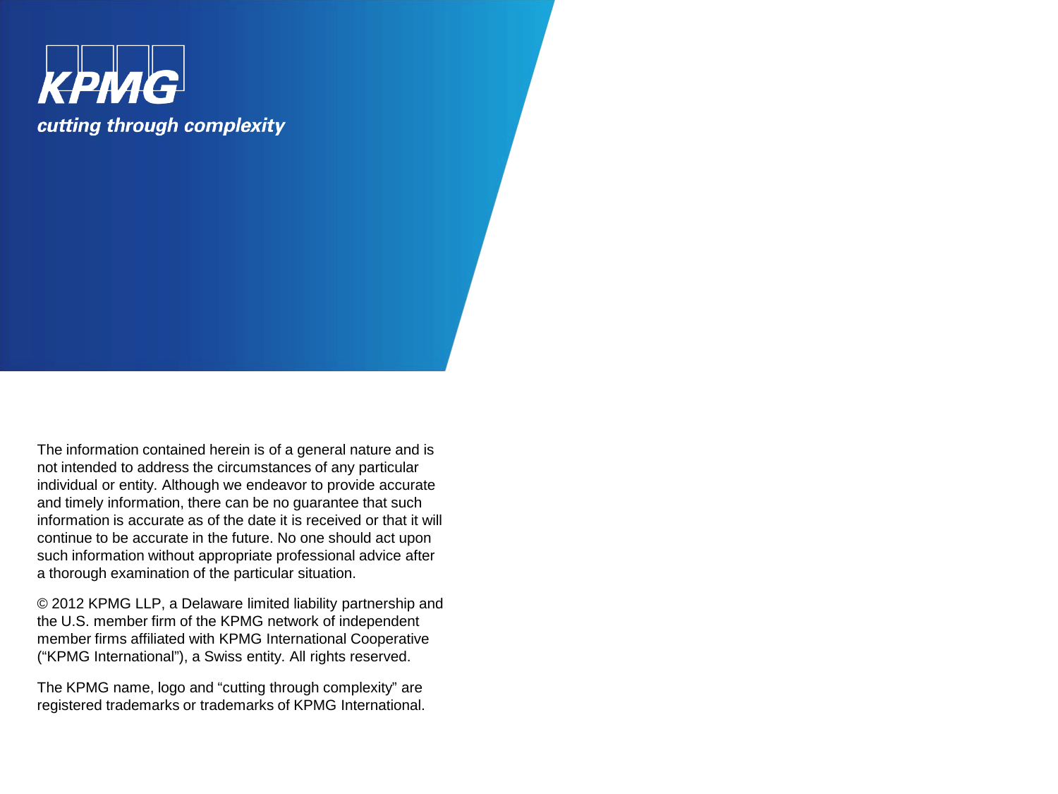KPMG

*cutting through complexity*

The information contained herein is of a general nature and is not intended to address the circumstances of any particular individual or entity. Although we endeavor to provide accurate and timely information, there can be no guarantee that such information is accurate as of the date it is received or that it will continue to be accurate in the future. No one should act upon such information without appropriate professional advice after a thorough examination of the particular situation.

© 2012 KPMG LLP, a Delaware limited liability partnership and the U.S. member firm of the KPMG network of independent member firms affiliated with KPMG International Cooperative ("KPMG International"), a Swiss entity. All rights reserved.

The KPMG name, logo and "cutting through complexity" are registered trademarks or trademarks of KPMG International.